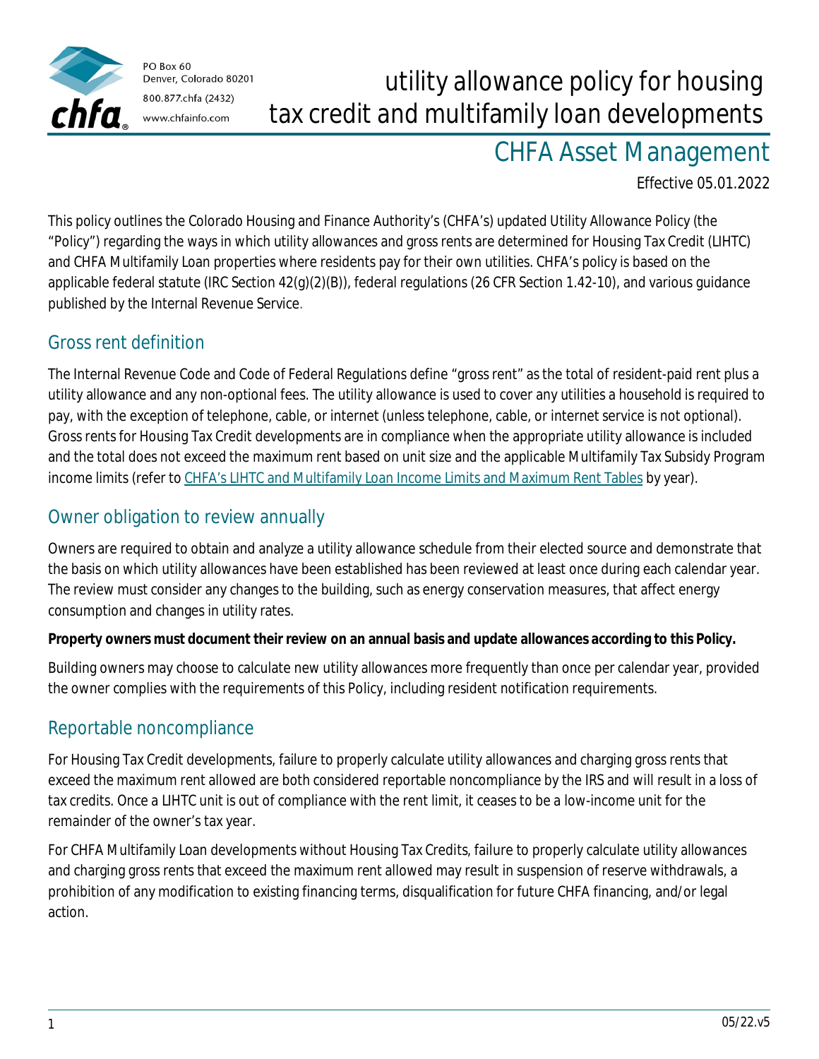PO Box 60
Denver, Colorado 80201
800.877.chfa (2432)
www.chfainfo.com

# utility allowance policy for housing tax credit and multifamily loan developments

## CHFA Asset Management

Effective 05.01.2022

This policy outlines the Colorado Housing and Finance Authority's (CHFA's) updated Utility Allowance Policy (the "Policy") regarding the ways in which utility allowances and gross rents are determined for Housing Tax Credit (LIHTC) and CHFA Multifamily Loan properties where residents pay for their own utilities. CHFA's policy is based on the applicable federal statute (IRC Section 42(g)(2)(B)), federal regulations (26 CFR Section 1.42-10), and various guidance published by the Internal Revenue Service.

## Gross rent definition

The Internal Revenue Code and Code of Federal Regulations define "gross rent" as the total of resident-paid rent plus a utility allowance and any non-optional fees. The utility allowance is used to cover any utilities a household is required to pay, with the exception of telephone, cable, or internet (unless telephone, cable, or internet service is not optional). Gross rents for Housing Tax Credit developments are in compliance when the appropriate utility allowance is included and the total does not exceed the maximum rent based on unit size and the applicable Multifamily Tax Subsidy Program income limits (refer to CHFA's LIHTC and Multifamily Loan Income Limits and Maximum Rent Tables by year).

## Owner obligation to review annually

Owners are required to obtain and analyze a utility allowance schedule from their elected source and demonstrate that the basis on which utility allowances have been established has been reviewed at least once during each calendar year. The review must consider any changes to the building, such as energy conservation measures, that affect energy consumption and changes in utility rates.

**Property owners must document their review on an annual basis and update allowances according to this Policy.**

Building owners may choose to calculate new utility allowances more frequently than once per calendar year, provided the owner complies with the requirements of this Policy, including resident notification requirements.

## Reportable noncompliance

For Housing Tax Credit developments, failure to properly calculate utility allowances and charging gross rents that exceed the maximum rent allowed are both considered reportable noncompliance by the IRS and will result in a loss of tax credits. Once a LIHTC unit is out of compliance with the rent limit, it ceases to be a low-income unit for the remainder of the owner's tax year.

For CHFA Multifamily Loan developments without Housing Tax Credits, failure to properly calculate utility allowances and charging gross rents that exceed the maximum rent allowed may result in suspension of reserve withdrawals, a prohibition of any modification to existing financing terms, disqualification for future CHFA financing, and/or legal action.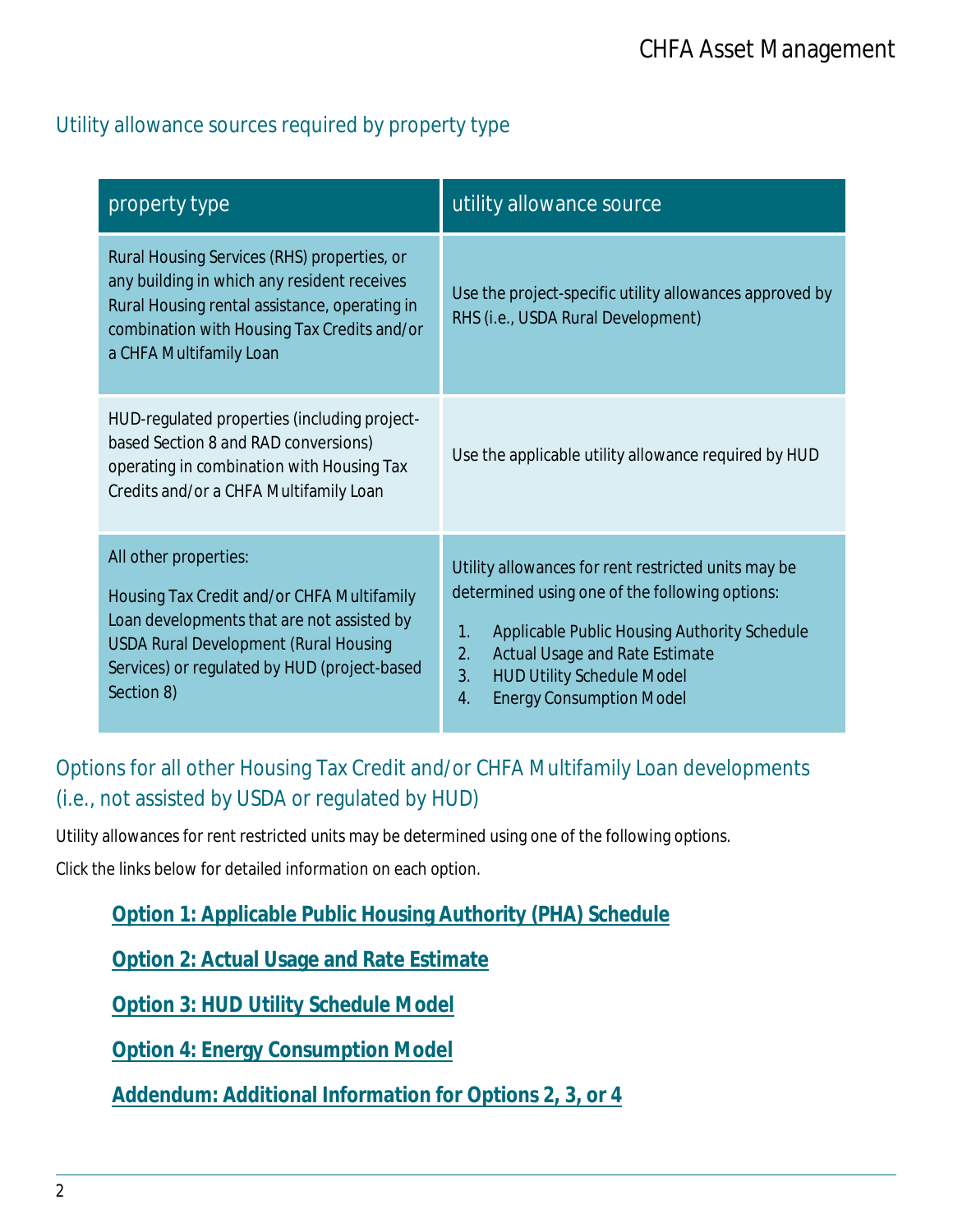## Utility allowance sources required by property type

| property type | utility allowance source |
|---|---|
| Rural Housing Services (RHS) properties, or any building in which any resident receives Rural Housing rental assistance, operating in combination with Housing Tax Credits and/or a CHFA Multifamily Loan | Use the project-specific utility allowances approved by RHS (i.e., USDA Rural Development) |
| HUD-regulated properties (including project-based Section 8 and RAD conversions) operating in combination with Housing Tax Credits and/or a CHFA Multifamily Loan | Use the applicable utility allowance required by HUD |
| All other properties:<br><br>Housing Tax Credit and/or CHFA Multifamily Loan developments that are not assisted by USDA Rural Development (Rural Housing Services) or regulated by HUD (project-based Section 8) | Utility allowances for rent restricted units may be determined using one of the following options:<br><br>1. Applicable Public Housing Authority Schedule<br>2. Actual Usage and Rate Estimate<br>3. HUD Utility Schedule Model<br>4. Energy Consumption Model |

## Options for all other Housing Tax Credit and/or CHFA Multifamily Loan developments (i.e., not assisted by USDA or regulated by HUD)

Utility allowances for rent restricted units may be determined using one of the following options.

Click the links below for detailed information on each option.

**Option 1: Applicable Public Housing Authority (PHA) Schedule**

**Option 2: Actual Usage and Rate Estimate**

**Option 3: HUD Utility Schedule Model**

**Option 4: Energy Consumption Model**

**Addendum: Additional Information for Options 2, 3, or 4**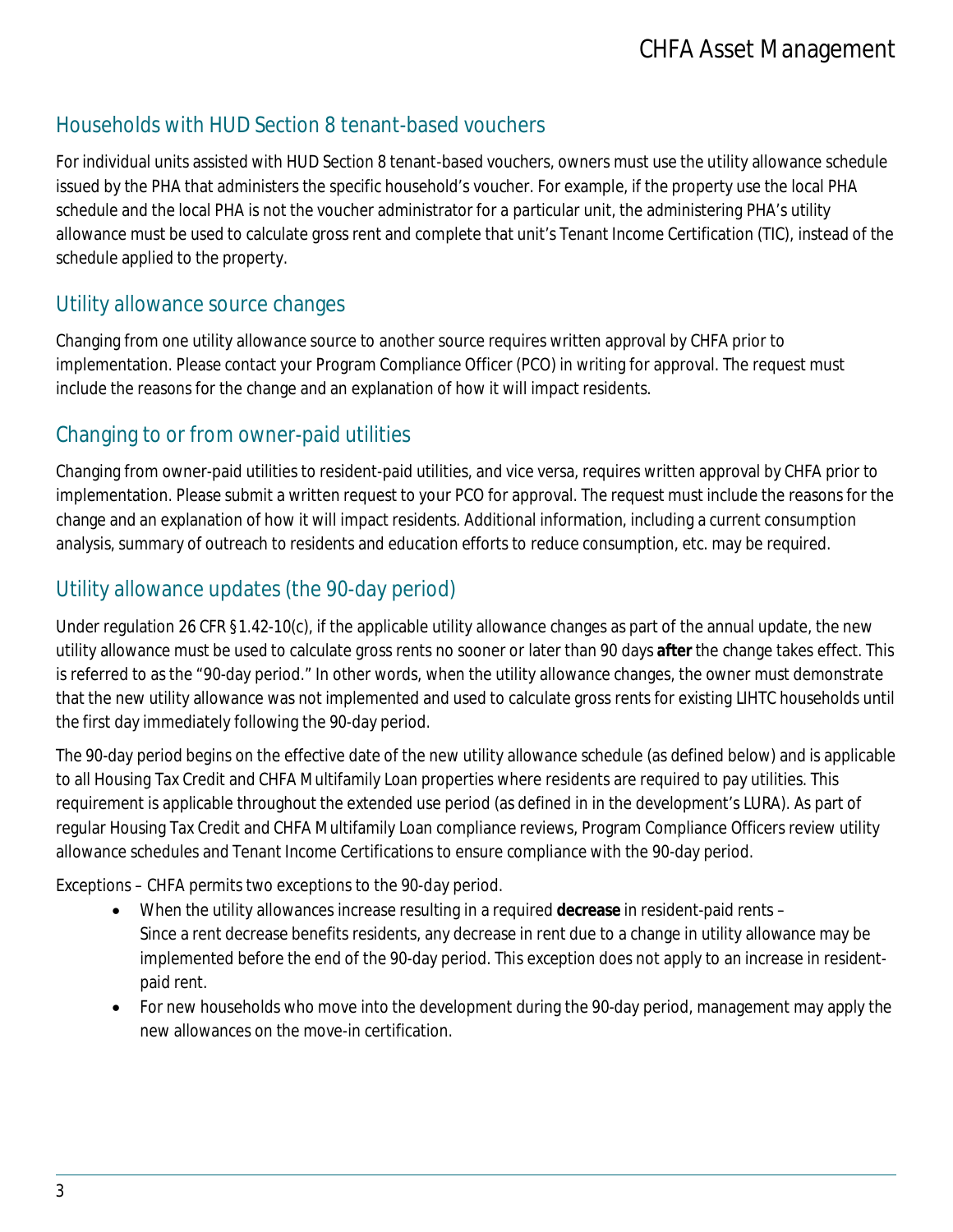## Households with HUD Section 8 tenant-based vouchers

For individual units assisted with HUD Section 8 tenant-based vouchers, owners must use the utility allowance schedule issued by the PHA that administers the specific household's voucher. For example, if the property use the local PHA schedule and the local PHA is not the voucher administrator for a particular unit, the administering PHA's utility allowance must be used to calculate gross rent and complete that unit's Tenant Income Certification (TIC), instead of the schedule applied to the property.

## Utility allowance source changes

Changing from one utility allowance source to another source requires written approval by CHFA prior to implementation. Please contact your Program Compliance Officer (PCO) in writing for approval. The request must include the reasons for the change and an explanation of how it will impact residents.

## Changing to or from owner-paid utilities

Changing from owner-paid utilities to resident-paid utilities, and vice versa, requires written approval by CHFA prior to implementation. Please submit a written request to your PCO for approval. The request must include the reasons for the change and an explanation of how it will impact residents. Additional information, including a current consumption analysis, summary of outreach to residents and education efforts to reduce consumption, etc. may be required.

## Utility allowance updates (the 90-day period)

Under regulation 26 CFR §1.42-10(c), if the applicable utility allowance changes as part of the annual update, the new utility allowance must be used to calculate gross rents no sooner or later than 90 days **after** the change takes effect. This is referred to as the "90-day period." In other words, when the utility allowance changes, the owner must demonstrate that the new utility allowance was not implemented and used to calculate gross rents for existing LIHTC households until the first day immediately following the 90-day period.

The 90-day period begins on the effective date of the new utility allowance schedule (as defined below) and is applicable to all Housing Tax Credit and CHFA Multifamily Loan properties where residents are required to pay utilities. This requirement is applicable throughout the extended use period (as defined in in the development's LURA). As part of regular Housing Tax Credit and CHFA Multifamily Loan compliance reviews, Program Compliance Officers review utility allowance schedules and Tenant Income Certifications to ensure compliance with the 90-day period.

Exceptions – CHFA permits two exceptions to the 90-day period.

- When the utility allowances increase resulting in a required **decrease** in resident-paid rents – Since a rent decrease benefits residents, any decrease in rent due to a change in utility allowance may be implemented before the end of the 90-day period. This exception does not apply to an increase in resident-paid rent.
- For new households who move into the development during the 90-day period, management may apply the new allowances on the move-in certification.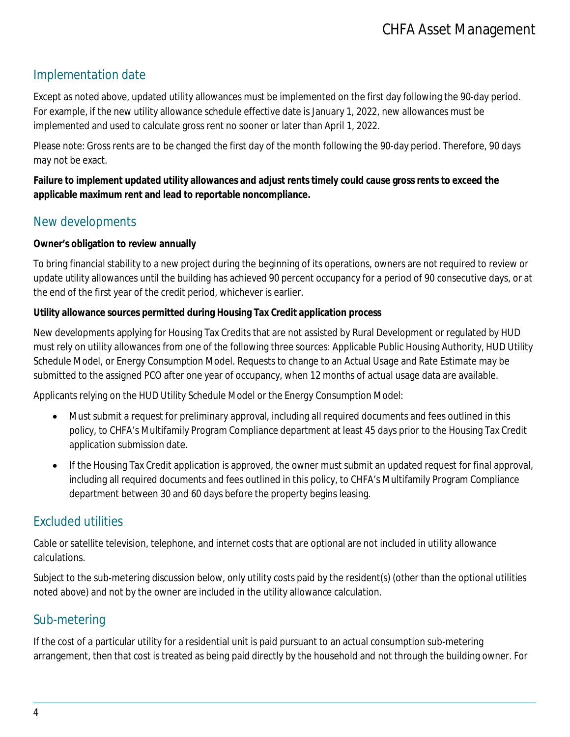## Implementation date

Except as noted above, updated utility allowances must be implemented on the first day following the 90-day period. For example, if the new utility allowance schedule effective date is January 1, 2022, new allowances must be implemented and used to calculate gross rent no sooner or later than April 1, 2022.

Please note: Gross rents are to be changed the first day of the month following the 90-day period. Therefore, 90 days may not be exact.

**Failure to implement updated utility allowances and adjust rents timely could cause gross rents to exceed the applicable maximum rent and lead to reportable noncompliance.**

## New developments

**Owner's obligation to review annually**

To bring financial stability to a new project during the beginning of its operations, owners are not required to review or update utility allowances until the building has achieved 90 percent occupancy for a period of 90 consecutive days, or at the end of the first year of the credit period, whichever is earlier.

**Utility allowance sources permitted during Housing Tax Credit application process**

New developments applying for Housing Tax Credits that are not assisted by Rural Development or regulated by HUD must rely on utility allowances from one of the following three sources: Applicable Public Housing Authority, HUD Utility Schedule Model, or Energy Consumption Model. Requests to change to an Actual Usage and Rate Estimate may be submitted to the assigned PCO after one year of occupancy, when 12 months of actual usage data are available.

Applicants relying on the HUD Utility Schedule Model or the Energy Consumption Model:

- Must submit a request for preliminary approval, including all required documents and fees outlined in this policy, to CHFA's Multifamily Program Compliance department at least 45 days prior to the Housing Tax Credit application submission date.
- If the Housing Tax Credit application is approved, the owner must submit an updated request for final approval, including all required documents and fees outlined in this policy, to CHFA's Multifamily Program Compliance department between 30 and 60 days before the property begins leasing.

## Excluded utilities

Cable or satellite television, telephone, and internet costs that are optional are not included in utility allowance calculations.

Subject to the sub-metering discussion below, only utility costs paid by the resident(s) (other than the optional utilities noted above) and not by the owner are included in the utility allowance calculation.

## Sub-metering

If the cost of a particular utility for a residential unit is paid pursuant to an actual consumption sub-metering arrangement, then that cost is treated as being paid directly by the household and not through the building owner. For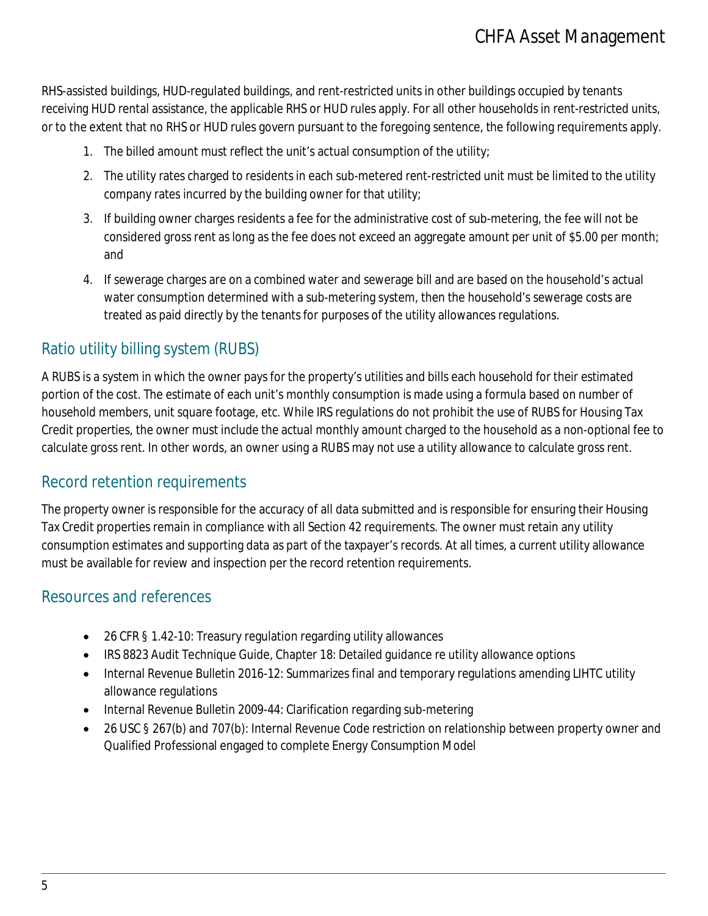RHS-assisted buildings, HUD-regulated buildings, and rent-restricted units in other buildings occupied by tenants receiving HUD rental assistance, the applicable RHS or HUD rules apply. For all other households in rent-restricted units, or to the extent that no RHS or HUD rules govern pursuant to the foregoing sentence, the following requirements apply.

1. The billed amount must reflect the unit's actual consumption of the utility;
2. The utility rates charged to residents in each sub-metered rent-restricted unit must be limited to the utility company rates incurred by the building owner for that utility;
3. If building owner charges residents a fee for the administrative cost of sub-metering, the fee will not be considered gross rent as long as the fee does not exceed an aggregate amount per unit of $5.00 per month; and
4. If sewerage charges are on a combined water and sewerage bill and are based on the household's actual water consumption determined with a sub-metering system, then the household's sewerage costs are treated as paid directly by the tenants for purposes of the utility allowances regulations.

## Ratio utility billing system (RUBS)

A RUBS is a system in which the owner pays for the property's utilities and bills each household for their estimated portion of the cost. The estimate of each unit's monthly consumption is made using a formula based on number of household members, unit square footage, etc. While IRS regulations do not prohibit the use of RUBS for Housing Tax Credit properties, the owner must include the actual monthly amount charged to the household as a non-optional fee to calculate gross rent. In other words, an owner using a RUBS may not use a utility allowance to calculate gross rent.

## Record retention requirements

The property owner is responsible for the accuracy of all data submitted and is responsible for ensuring their Housing Tax Credit properties remain in compliance with all Section 42 requirements. The owner must retain any utility consumption estimates and supporting data as part of the taxpayer's records. At all times, a current utility allowance must be available for review and inspection per the record retention requirements.

## Resources and references

- 26 CFR § 1.42-10: Treasury regulation regarding utility allowances
- IRS 8823 Audit Technique Guide, Chapter 18: Detailed guidance re utility allowance options
- Internal Revenue Bulletin 2016-12: Summarizes final and temporary regulations amending LIHTC utility allowance regulations
- Internal Revenue Bulletin 2009-44: Clarification regarding sub-metering
- 26 USC § 267(b) and 707(b): Internal Revenue Code restriction on relationship between property owner and Qualified Professional engaged to complete Energy Consumption Model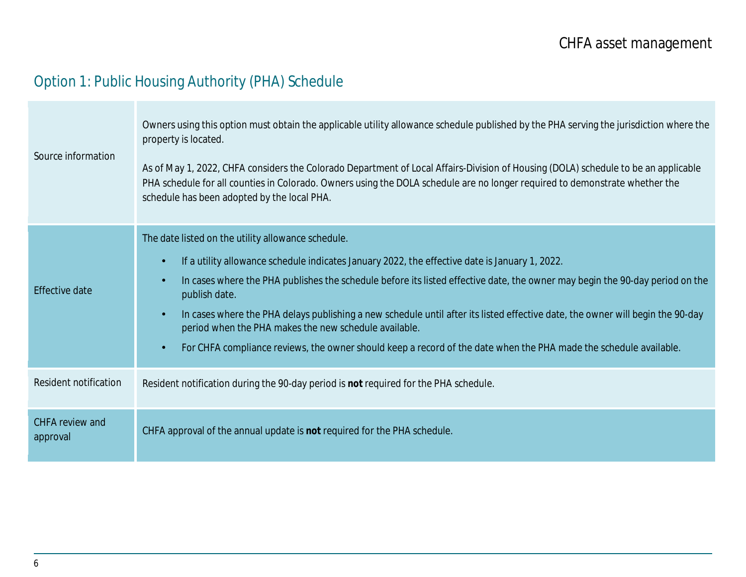## Option 1: Public Housing Authority (PHA) Schedule

| | |
|---|---|
| Source information | Owners using this option must obtain the applicable utility allowance schedule published by the PHA serving the jurisdiction where the property is located.<br><br>As of May 1, 2022, CHFA considers the Colorado Department of Local Affairs-Division of Housing (DOLA) schedule to be an applicable PHA schedule for all counties in Colorado. Owners using the DOLA schedule are no longer required to demonstrate whether the schedule has been adopted by the local PHA. |
| Effective date | The date listed on the utility allowance schedule.<br>• If a utility allowance schedule indicates January 2022, the effective date is January 1, 2022.<br>• In cases where the PHA publishes the schedule before its listed effective date, the owner may begin the 90-day period on the publish date.<br>• In cases where the PHA delays publishing a new schedule until after its listed effective date, the owner will begin the 90-day period when the PHA makes the new schedule available.<br>• For CHFA compliance reviews, the owner should keep a record of the date when the PHA made the schedule available. |
| Resident notification | Resident notification during the 90-day period is **not** required for the PHA schedule. |
| CHFA review and approval | CHFA approval of the annual update is **not** required for the PHA schedule. |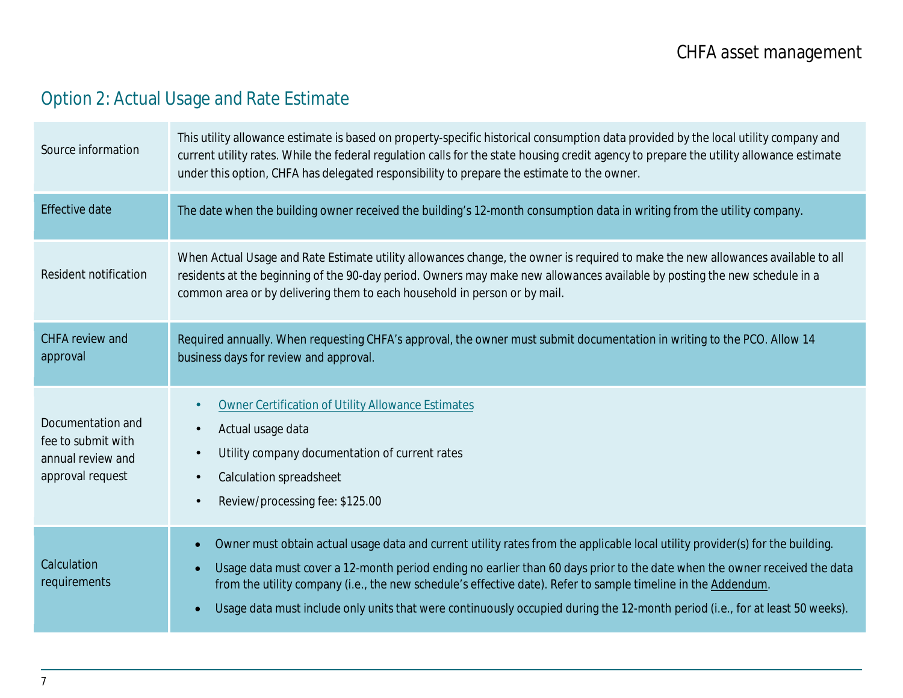## Option 2: Actual Usage and Rate Estimate

| | |
|---|---|
| Source information | This utility allowance estimate is based on property-specific historical consumption data provided by the local utility company and current utility rates. While the federal regulation calls for the state housing credit agency to prepare the utility allowance estimate under this option, CHFA has delegated responsibility to prepare the estimate to the owner. |
| Effective date | The date when the building owner received the building's 12-month consumption data in writing from the utility company. |
| Resident notification | When Actual Usage and Rate Estimate utility allowances change, the owner is required to make the new allowances available to all residents at the beginning of the 90-day period. Owners may make new allowances available by posting the new schedule in a common area or by delivering them to each household in person or by mail. |
| CHFA review and approval | Required annually. When requesting CHFA's approval, the owner must submit documentation in writing to the PCO. Allow 14 business days for review and approval. |
| Documentation and fee to submit with annual review and approval request | • Owner Certification of Utility Allowance Estimates<br>• Actual usage data<br>• Utility company documentation of current rates<br>• Calculation spreadsheet<br>• Review/processing fee: $125.00 |
| Calculation requirements | • Owner must obtain actual usage data and current utility rates from the applicable local utility provider(s) for the building.<br>• Usage data must cover a 12-month period ending no earlier than 60 days prior to the date when the owner received the data from the utility company (i.e., the new schedule's effective date). Refer to sample timeline in the Addendum.<br>• Usage data must include only units that were continuously occupied during the 12-month period (i.e., for at least 50 weeks). |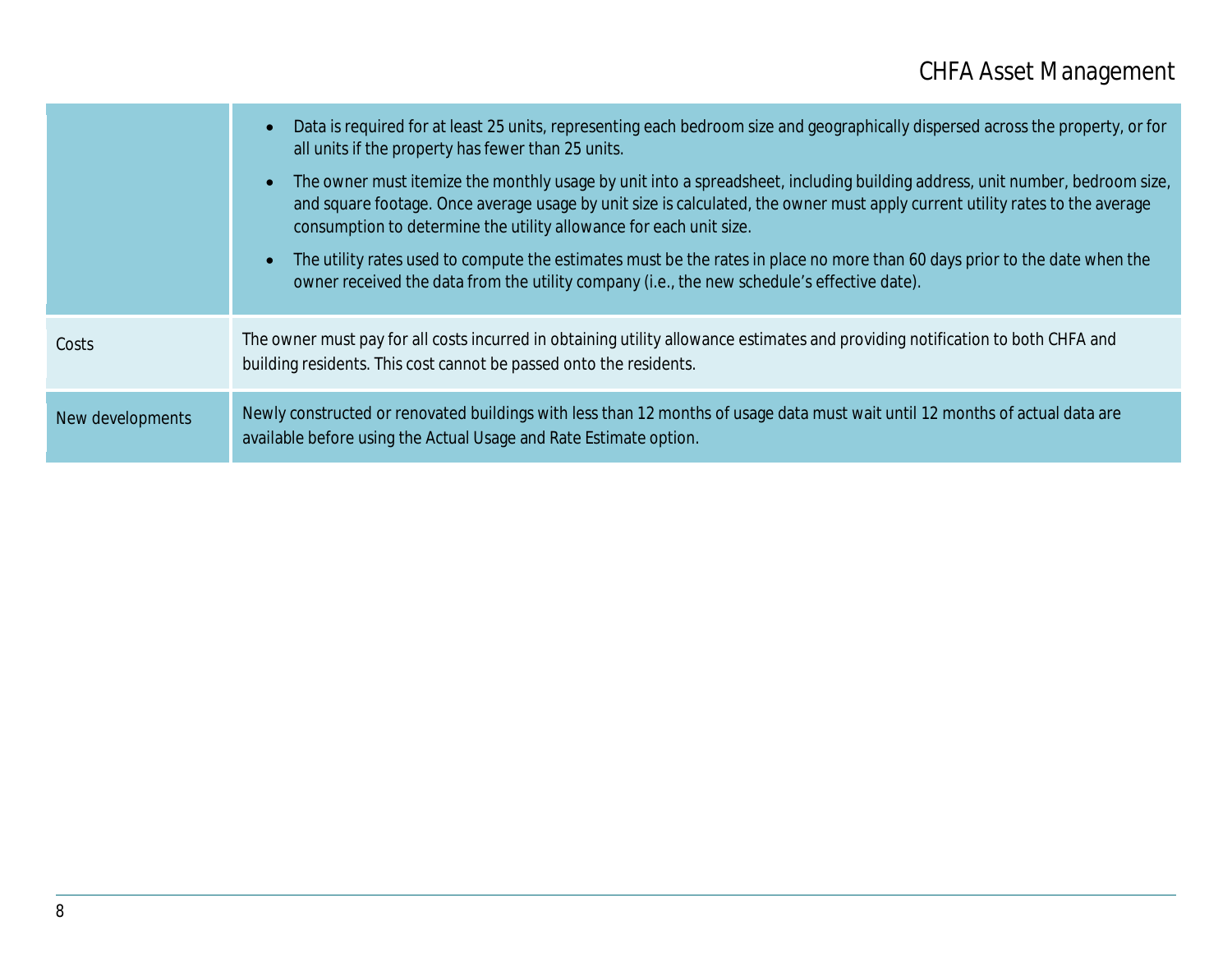| | |
|---|---|
| | • Data is required for at least 25 units, representing each bedroom size and geographically dispersed across the property, or for all units if the property has fewer than 25 units.<br>• The owner must itemize the monthly usage by unit into a spreadsheet, including building address, unit number, bedroom size, and square footage. Once average usage by unit size is calculated, the owner must apply current utility rates to the average consumption to determine the utility allowance for each unit size.<br>• The utility rates used to compute the estimates must be the rates in place no more than 60 days prior to the date when the owner received the data from the utility company (i.e., the new schedule's effective date). |
| Costs | The owner must pay for all costs incurred in obtaining utility allowance estimates and providing notification to both CHFA and building residents. This cost cannot be passed onto the residents. |
| New developments | Newly constructed or renovated buildings with less than 12 months of usage data must wait until 12 months of actual data are available before using the Actual Usage and Rate Estimate option. |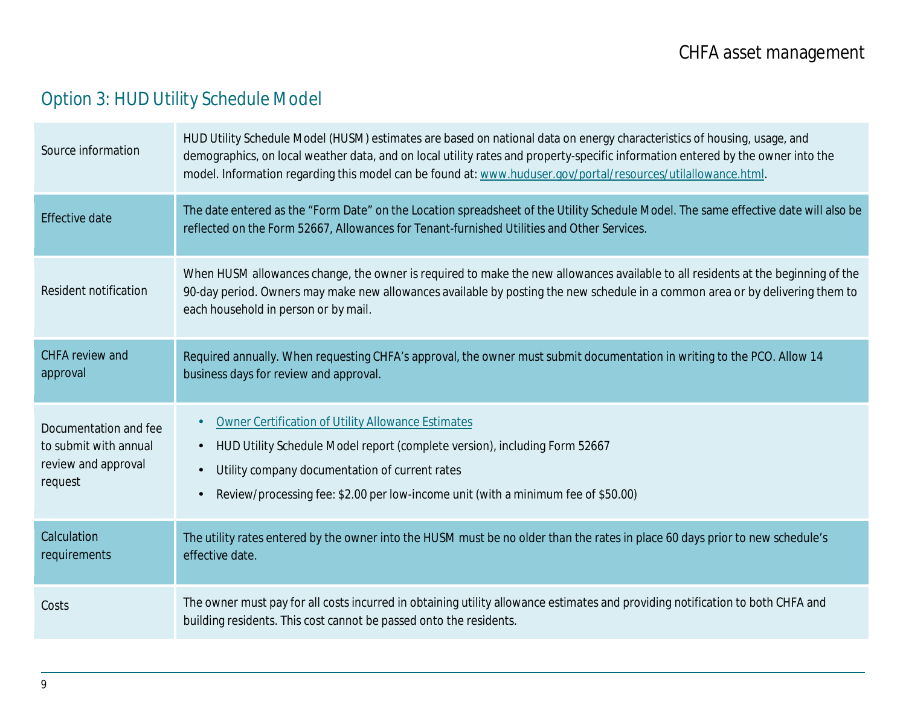## Option 3: HUD Utility Schedule Model

| | |
|---|---|
| Source information | HUD Utility Schedule Model (HUSM) estimates are based on national data on energy characteristics of housing, usage, and demographics, on local weather data, and on local utility rates and property-specific information entered by the owner into the model. Information regarding this model can be found at: www.huduser.gov/portal/resources/utilallowance.html. |
| Effective date | The date entered as the "Form Date" on the Location spreadsheet of the Utility Schedule Model. The same effective date will also be reflected on the Form 52667, Allowances for Tenant-furnished Utilities and Other Services. |
| Resident notification | When HUSM allowances change, the owner is required to make the new allowances available to all residents at the beginning of the 90-day period. Owners may make new allowances available by posting the new schedule in a common area or by delivering them to each household in person or by mail. |
| CHFA review and approval | Required annually. When requesting CHFA's approval, the owner must submit documentation in writing to the PCO. Allow 14 business days for review and approval. |
| Documentation and fee to submit with annual review and approval request | • Owner Certification of Utility Allowance Estimates<br>• HUD Utility Schedule Model report (complete version), including Form 52667<br>• Utility company documentation of current rates<br>• Review/processing fee: $2.00 per low-income unit (with a minimum fee of $50.00) |
| Calculation requirements | The utility rates entered by the owner into the HUSM must be no older than the rates in place 60 days prior to new schedule's effective date. |
| Costs | The owner must pay for all costs incurred in obtaining utility allowance estimates and providing notification to both CHFA and building residents. This cost cannot be passed onto the residents. |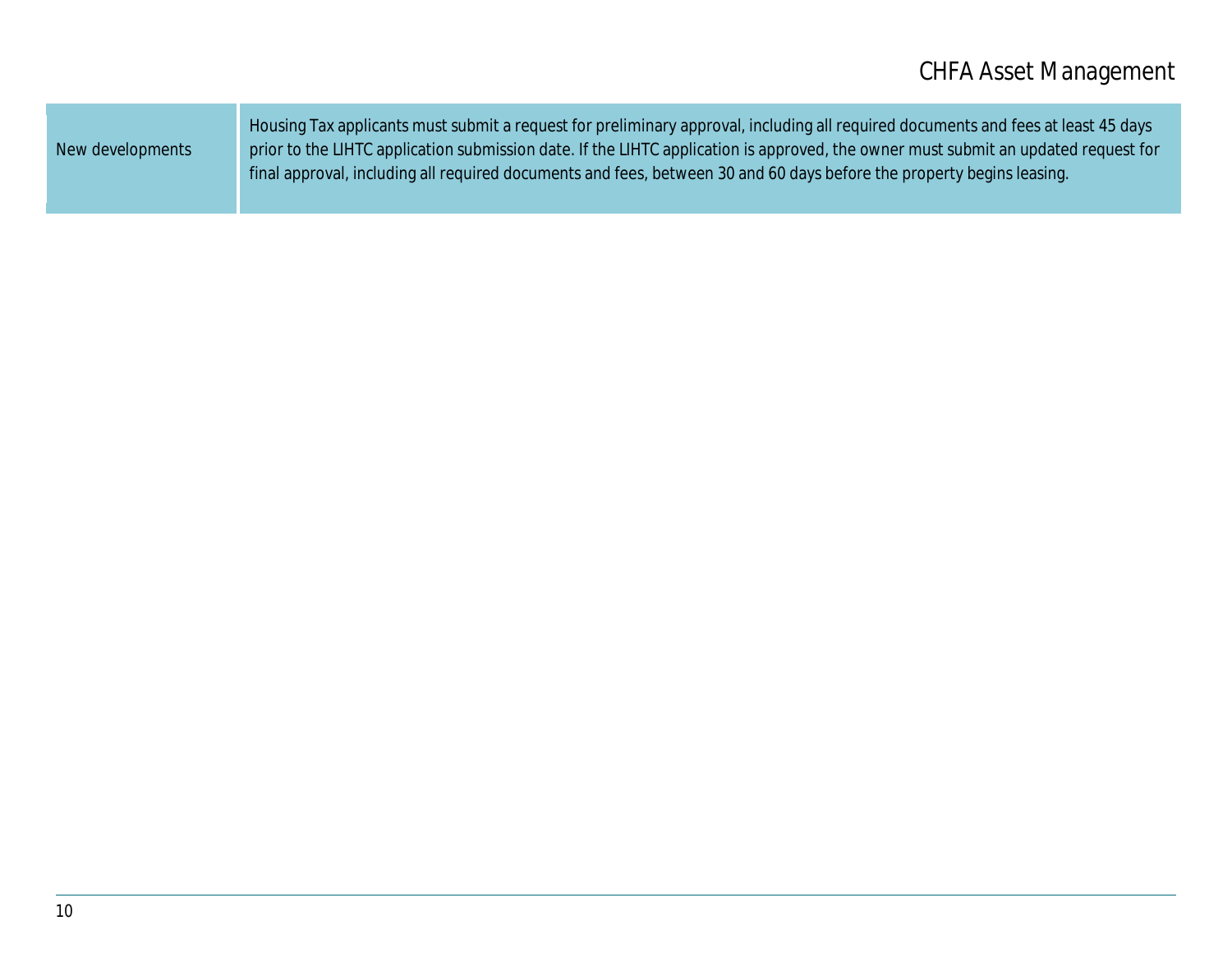| | |
|---|---|
| New developments | Housing Tax applicants must submit a request for preliminary approval, including all required documents and fees at least 45 days prior to the LIHTC application submission date. If the LIHTC application is approved, the owner must submit an updated request for final approval, including all required documents and fees, between 30 and 60 days before the property begins leasing. |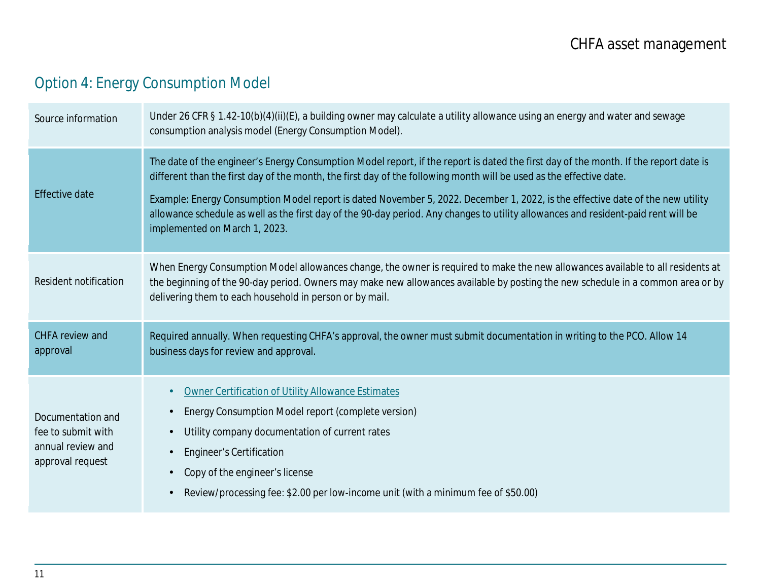## Option 4: Energy Consumption Model

| | |
|---|---|
| Source information | Under 26 CFR § 1.42-10(b)(4)(ii)(E), a building owner may calculate a utility allowance using an energy and water and sewage consumption analysis model (Energy Consumption Model). |
| Effective date | The date of the engineer's Energy Consumption Model report, if the report is dated the first day of the month. If the report date is different than the first day of the month, the first day of the following month will be used as the effective date.<br><br>Example: Energy Consumption Model report is dated November 5, 2022. December 1, 2022, is the effective date of the new utility allowance schedule as well as the first day of the 90-day period. Any changes to utility allowances and resident-paid rent will be implemented on March 1, 2023. |
| Resident notification | When Energy Consumption Model allowances change, the owner is required to make the new allowances available to all residents at the beginning of the 90-day period. Owners may make new allowances available by posting the new schedule in a common area or by delivering them to each household in person or by mail. |
| CHFA review and approval | Required annually. When requesting CHFA's approval, the owner must submit documentation in writing to the PCO. Allow 14 business days for review and approval. |
| Documentation and fee to submit with annual review and approval request | • Owner Certification of Utility Allowance Estimates<br>• Energy Consumption Model report (complete version)<br>• Utility company documentation of current rates<br>• Engineer's Certification<br>• Copy of the engineer's license<br>• Review/processing fee: $2.00 per low-income unit (with a minimum fee of $50.00) |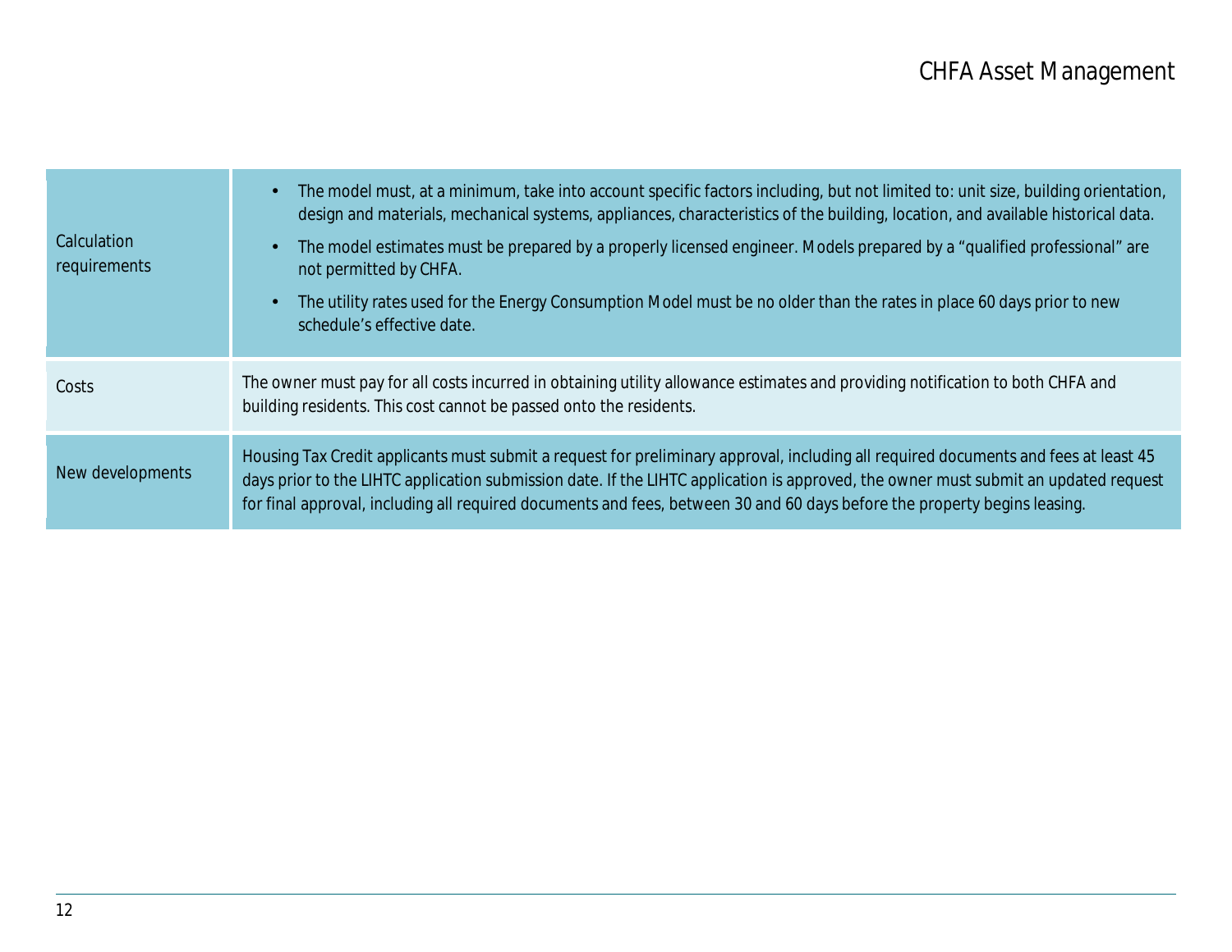| | |
|---|---|
| Calculation requirements | • The model must, at a minimum, take into account specific factors including, but not limited to: unit size, building orientation, design and materials, mechanical systems, appliances, characteristics of the building, location, and available historical data.<br>• The model estimates must be prepared by a properly licensed engineer. Models prepared by a "qualified professional" are not permitted by CHFA.<br>• The utility rates used for the Energy Consumption Model must be no older than the rates in place 60 days prior to new schedule's effective date. |
| Costs | The owner must pay for all costs incurred in obtaining utility allowance estimates and providing notification to both CHFA and building residents. This cost cannot be passed onto the residents. |
| New developments | Housing Tax Credit applicants must submit a request for preliminary approval, including all required documents and fees at least 45 days prior to the LIHTC application submission date. If the LIHTC application is approved, the owner must submit an updated request for final approval, including all required documents and fees, between 30 and 60 days before the property begins leasing. |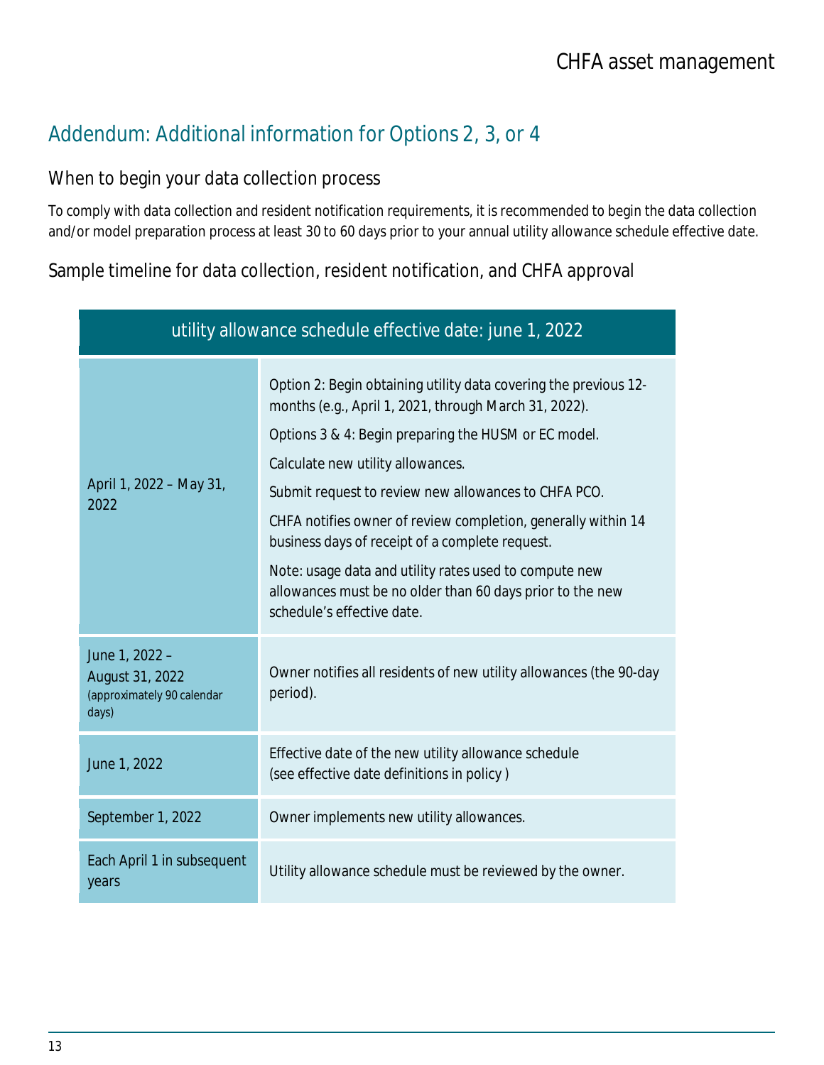## Addendum: Additional information for Options 2, 3, or 4

### When to begin your data collection process

To comply with data collection and resident notification requirements, it is recommended to begin the data collection and/or model preparation process at least 30 to 60 days prior to your annual utility allowance schedule effective date.

### Sample timeline for data collection, resident notification, and CHFA approval

| utility allowance schedule effective date: june 1, 2022 | |
|---|---|
| April 1, 2022 – May 31, 2022 | Option 2: Begin obtaining utility data covering the previous 12-months (e.g., April 1, 2021, through March 31, 2022).<br>Options 3 & 4: Begin preparing the HUSM or EC model.<br>Calculate new utility allowances.<br>Submit request to review new allowances to CHFA PCO.<br>CHFA notifies owner of review completion, generally within 14 business days of receipt of a complete request.<br>Note: usage data and utility rates used to compute new allowances must be no older than 60 days prior to the new schedule's effective date. |
| June 1, 2022 – August 31, 2022 (approximately 90 calendar days) | Owner notifies all residents of new utility allowances (the 90-day period). |
| June 1, 2022 | Effective date of the new utility allowance schedule (see effective date definitions in policy ) |
| September 1, 2022 | Owner implements new utility allowances. |
| Each April 1 in subsequent years | Utility allowance schedule must be reviewed by the owner. |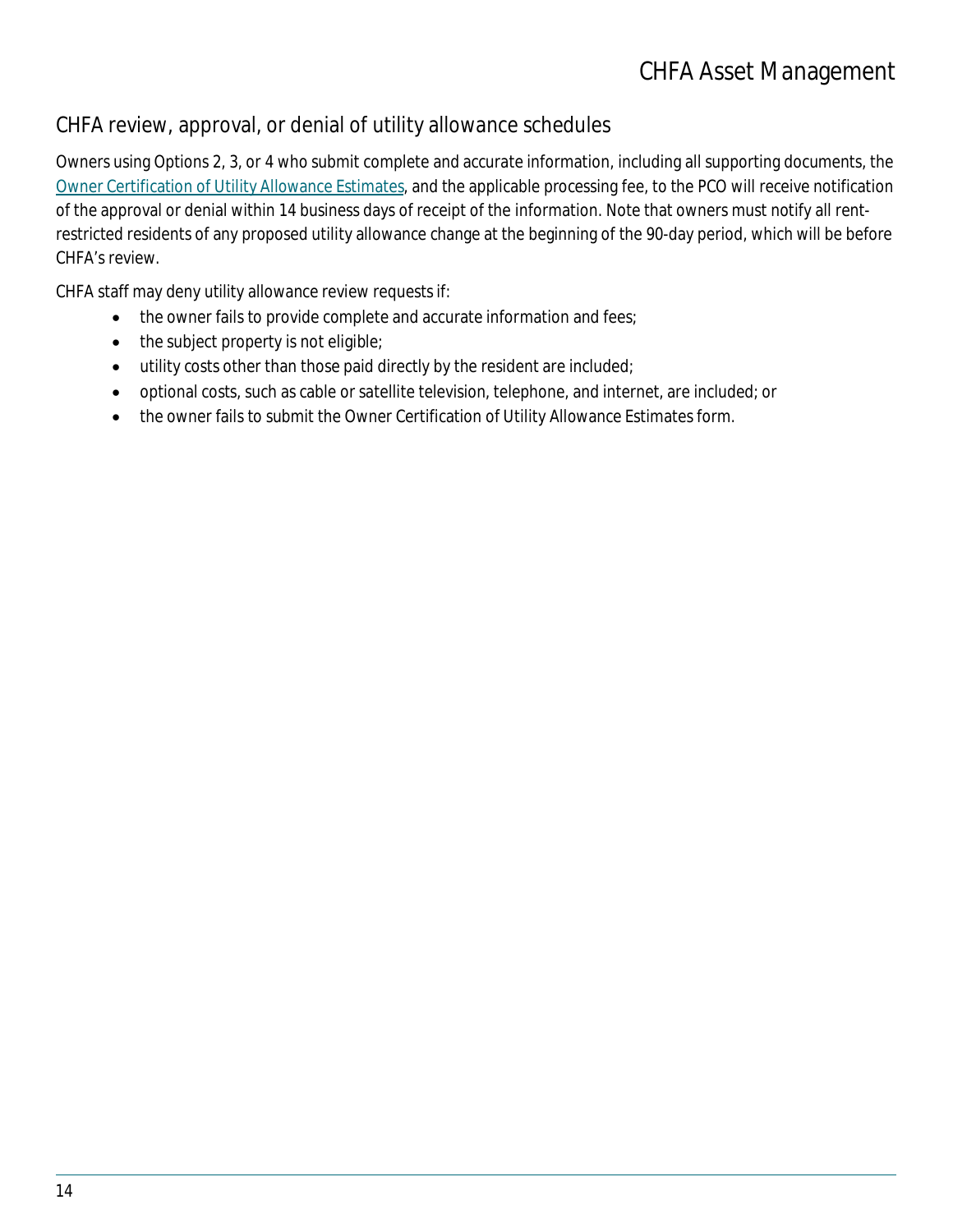## CHFA review, approval, or denial of utility allowance schedules

Owners using Options 2, 3, or 4 who submit complete and accurate information, including all supporting documents, the Owner Certification of Utility Allowance Estimates, and the applicable processing fee, to the PCO will receive notification of the approval or denial within 14 business days of receipt of the information. Note that owners must notify all rent-restricted residents of any proposed utility allowance change at the beginning of the 90-day period, which will be before CHFA's review.

CHFA staff may deny utility allowance review requests if:

- the owner fails to provide complete and accurate information and fees;
- the subject property is not eligible;
- utility costs other than those paid directly by the resident are included;
- optional costs, such as cable or satellite television, telephone, and internet, are included; or
- the owner fails to submit the Owner Certification of Utility Allowance Estimates form.